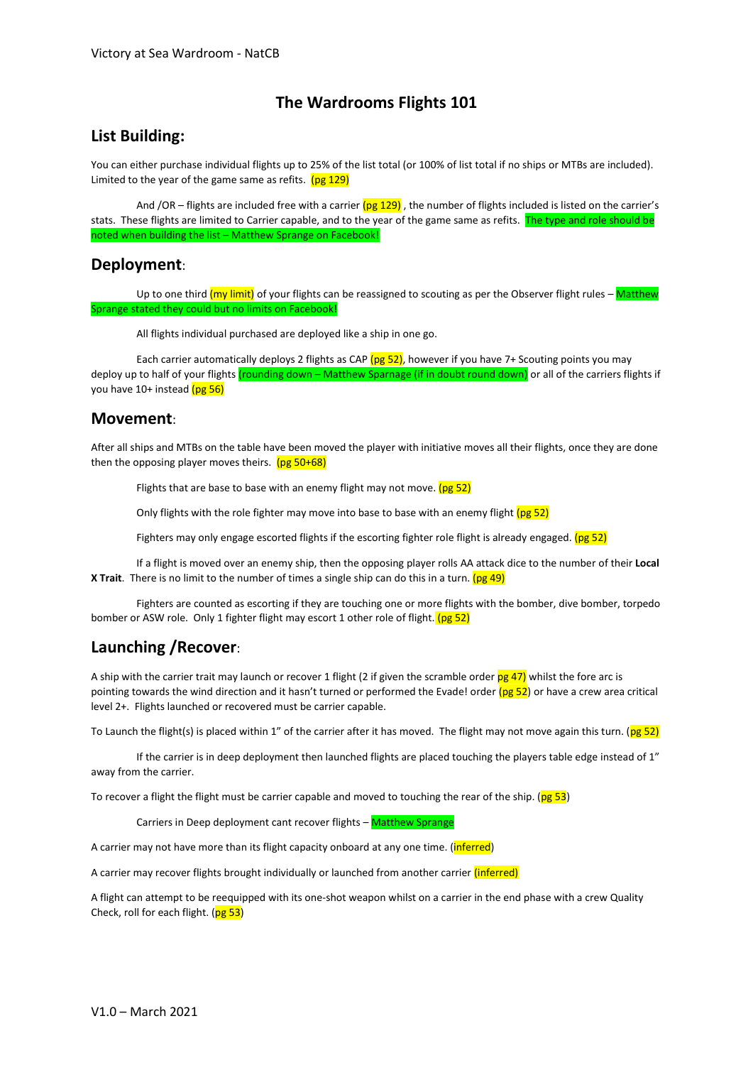# The Wardrooms Flights 101

## List Building:

You can either purchase individual flights up to 25% of the list total (or 100% of list total if no ships or MTBs are included). Limited to the year of the game same as refits. (pg 129)

And /OR – flights are included free with a carrier (pg 129) , the number of flights included is listed on the carrier's stats. These flights are limited to Carrier capable, and to the year of the game same as refits. The type and role should be noted when building the list – Matthew Sprange on Facebook!

## Deployment:

Up to one third (my limit) of your flights can be reassigned to scouting as per the Observer flight rules – Matthew Sprange stated they could but no limits on Facebook!

All flights individual purchased are deployed like a ship in one go.

Each carrier automatically deploys 2 flights as CAP (pg 52), however if you have 7+ Scouting points you may deploy up to half of your flights (rounding down – Matthew Sparnage (if in doubt round down) or all of the carriers flights if you have 10+ instead (pg 56)

## Movement:

After all ships and MTBs on the table have been moved the player with initiative moves all their flights, once they are done then the opposing player moves theirs. (pg 50+68)

Flights that are base to base with an enemy flight may not move. (pg 52)

Only flights with the role fighter may move into base to base with an enemy flight (pg 52)

Fighters may only engage escorted flights if the escorting fighter role flight is already engaged. (pg 52)

If a flight is moved over an enemy ship, then the opposing player rolls AA attack dice to the number of their **Local X Trait**. There is no limit to the number of times a single ship can do this in a turn. (pg 49)

Fighters are counted as escorting if they are touching one or more flights with the bomber, dive bomber, torpedo bomber or ASW role. Only 1 fighter flight may escort 1 other role of flight. (pg 52)

## Launching /Recover:

A ship with the carrier trait may launch or recover 1 flight (2 if given the scramble order pg 47) whilst the fore arc is pointing towards the wind direction and it hasn't turned or performed the Evade! order (pg 52) or have a crew area critical level 2+. Flights launched or recovered must be carrier capable.

To Launch the flight(s) is placed within 1" of the carrier after it has moved. The flight may not move again this turn. (pg 52)

If the carrier is in deep deployment then launched flights are placed touching the players table edge instead of 1" away from the carrier.

To recover a flight the flight must be carrier capable and moved to touching the rear of the ship. (pg 53)

Carriers in Deep deployment cant recover flights – Matthew Sprange

A carrier may not have more than its flight capacity onboard at any one time. (inferred)

A carrier may recover flights brought individually or launched from another carrier (inferred)

A flight can attempt to be reequipped with its one-shot weapon whilst on a carrier in the end phase with a crew Quality Check, roll for each flight. (pg 53)

V1.0 – March 2021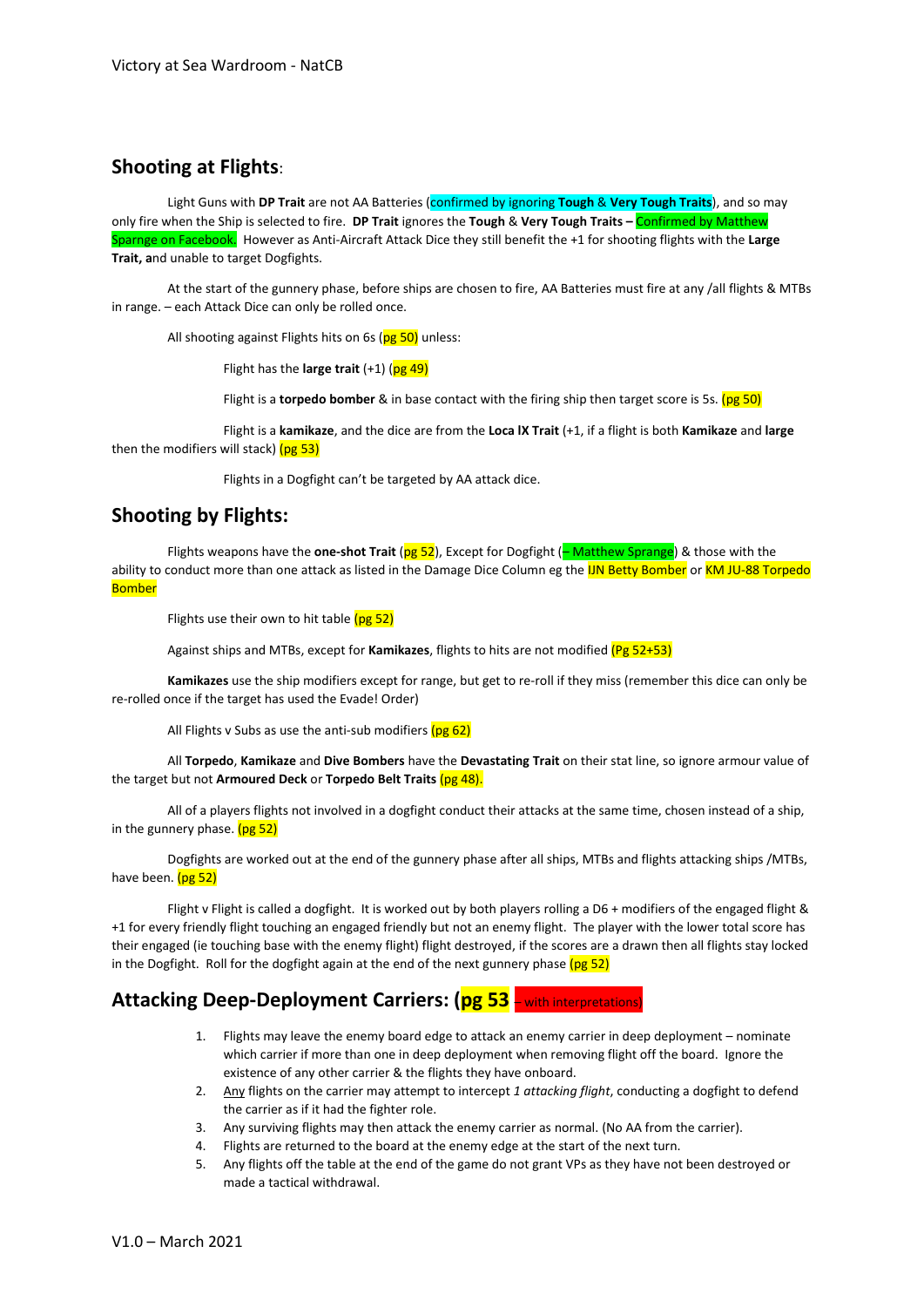## Shooting at Flights:

Light Guns with **DP Trait** are not AA Batteries (confirmed by ignoring **Tough** & **Very Tough Traits**), and so may only fire when the Ship is selected to fire. **DP Trait** ignores the **Tough** & **Very Tough Traits –** Confirmed by Matthew Sparnge on Facebook. However as Anti-Aircraft Attack Dice they still benefit the +1 for shooting flights with the **Large Trait, a**nd unable to target Dogfights.

At the start of the gunnery phase, before ships are chosen to fire, AA Batteries must fire at any /all flights & MTBs in range. – each Attack Dice can only be rolled once.

All shooting against Flights hits on 6s (pg 50) unless:

Flight has the **large trait** (+1) (pg 49)

Flight is a **torpedo bomber** & in base contact with the firing ship then target score is 5s. (pg 50)

Flight is a **kamikaze**, and the dice are from the **Loca lX Trait** (+1, if a flight is both **Kamikaze** and **large** then the modifiers will stack) (pg 53)

Flights in a Dogfight can't be targeted by AA attack dice.

## Shooting by Flights:

Flights weapons have the **one-shot Trait** (pg 52), Except for Dogfight (– Matthew Sprange) & those with the ability to conduct more than one attack as listed in the Damage Dice Column eg the IJN Betty Bomber or KM JU-88 Torpedo Bomber

Flights use their own to hit table (pg 52)

Against ships and MTBs, except for **Kamikazes**, flights to hits are not modified (Pg 52+53)

**Kamikazes** use the ship modifiers except for range, but get to re-roll if they miss (remember this dice can only be re-rolled once if the target has used the Evade! Order)

All Flights v Subs as use the anti-sub modifiers (pg 62)

All **Torpedo**, **Kamikaze** and **Dive Bombers** have the **Devastating Trait** on their stat line, so ignore armour value of the target but not **Armoured Deck** or **Torpedo Belt Traits** (pg 48).

All of a players flights not involved in a dogfight conduct their attacks at the same time, chosen instead of a ship, in the gunnery phase. (pg 52)

Dogfights are worked out at the end of the gunnery phase after all ships, MTBs and flights attacking ships /MTBs, have been. (pg 52)

Flight v Flight is called a dogfight. It is worked out by both players rolling a D6 + modifiers of the engaged flight & +1 for every friendly flight touching an engaged friendly but not an enemy flight. The player with the lower total score has their engaged (ie touching base with the enemy flight) flight destroyed, if the scores are a drawn then all flights stay locked in the Dogfight. Roll for the dogfight again at the end of the next gunnery phase (pg 52)

## Attacking Deep-Deployment Carriers: (pg 53 – with interpretations)

1. Flights may leave the enemy board edge to attack an enemy carrier in deep deployment – nominate which carrier if more than one in deep deployment when removing flight off the board. Ignore the existence of any other carrier & the flights they have onboard.
2. Any flights on the carrier may attempt to intercept *1 attacking flight*, conducting a dogfight to defend the carrier as if it had the fighter role.
3. Any surviving flights may then attack the enemy carrier as normal. (No AA from the carrier).
4. Flights are returned to the board at the enemy edge at the start of the next turn.
5. Any flights off the table at the end of the game do not grant VPs as they have not been destroyed or made a tactical withdrawal.